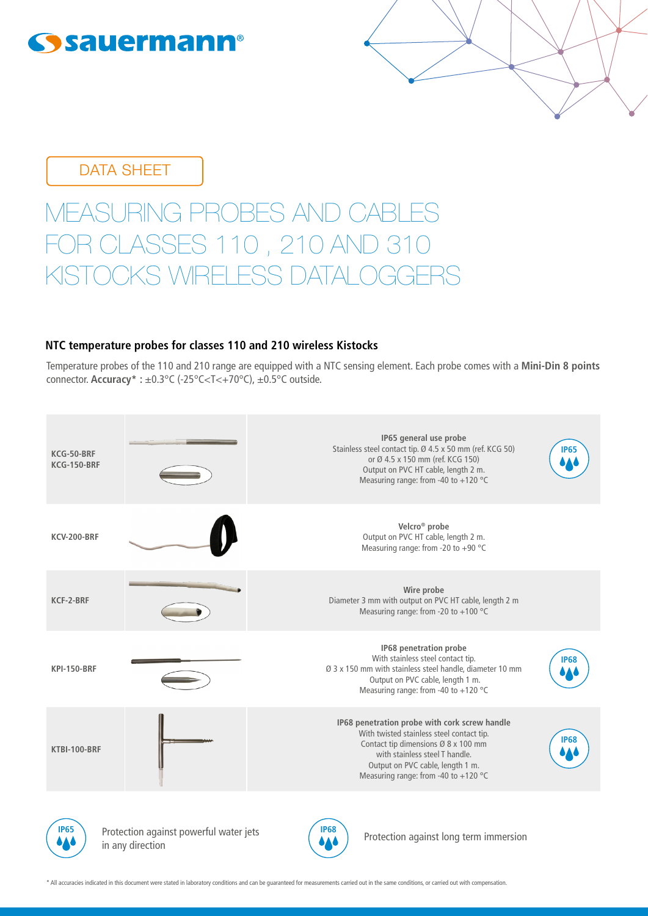DATA SHEET

# MEASURING PROBES AND CABLES FOR CLASSES 110 , 210 AND 310 KISTOCKS WIRELESS DATALOGGERS

## NTC temperature probes for classes 110 and 210 wireless Kistocks

Temperature probes of the 110 and 210 range are equipped with a NTC sensing element. Each probe comes with a **Mini-Din 8 points** connector. **Accuracy* :** ±0.3°C (-25°C<T<+70°C), ±0.5°C outside.

| Reference | Description | Protection |
|---|---|---|
| **KCG-50-BRF**<br>**KCG-150-BRF** | **IP65 general use probe**<br>Stainless steel contact tip. Ø 4.5 x 50 mm (ref. KCG 50) or Ø 4.5 x 150 mm (ref. KCG 150)<br>Output on PVC HT cable, length 2 m.<br>Measuring range: from -40 to +120 °C | IP65 |
| **KCV-200-BRF** | **Velcro® probe**<br>Output on PVC HT cable, length 2 m.<br>Measuring range: from -20 to +90 °C | |
| **KCF-2-BRF** | **Wire probe**<br>Diameter 3 mm with output on PVC HT cable, length 2 m<br>Measuring range: from -20 to +100 °C | |
| **KPI-150-BRF** | **IP68 penetration probe**<br>With stainless steel contact tip.<br>Ø 3 x 150 mm with stainless steel handle, diameter 10 mm<br>Output on PVC cable, length 1 m.<br>Measuring range: from -40 to +120 °C | IP68 |
| **KTBI-100-BRF** | **IP68 penetration probe with cork screw handle**<br>With twisted stainless steel contact tip.<br>Contact tip dimensions Ø 8 x 100 mm with stainless steel T handle.<br>Output on PVC cable, length 1 m.<br>Measuring range: from -40 to +120 °C | IP68 |

IP65: Protection against powerful water jets in any direction

IP68: Protection against long term immersion

* All accuracies indicated in this document were stated in laboratory conditions and can be guaranteed for measurements carried out in the same conditions, or carried out with compensation.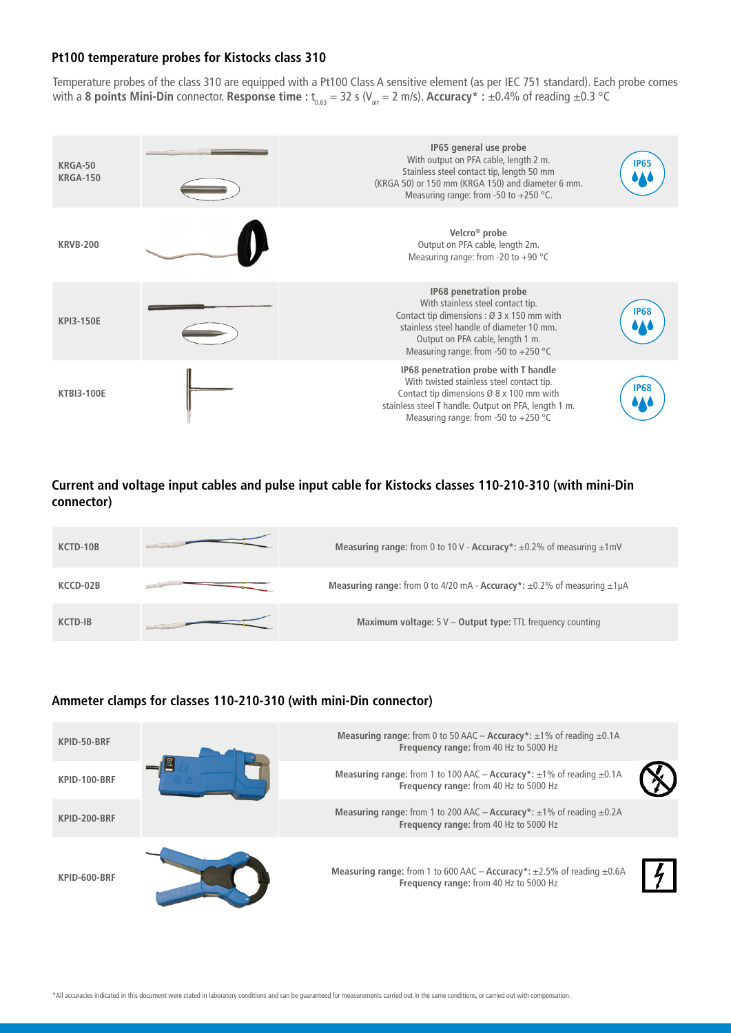## Pt100 temperature probes for Kistocks class 310

Temperature probes of the class 310 are equipped with a Pt100 Class A sensitive element (as per IEC 751 standard). Each probe comes with a **8 points Mini-Din** connector. **Response time :** $t_{0.63}$ = 32 s ($V_{air}$ = 2 m/s). **Accuracy\* :** ±0.4% of reading ±0.3 °C

| Reference | Description | |
|---|---|---|
| **KRGA-50**<br>**KRGA-150** | **IP65 general use probe**<br>With output on PFA cable, length 2 m.<br>Stainless steel contact tip, length 50 mm (KRGA 50) or 150 mm (KRGA 150) and diameter 6 mm.<br>Measuring range: from -50 to +250 °C. | IP65 |
| **KRVB-200** | **Velcro® probe**<br>Output on PFA cable, length 2m.<br>Measuring range: from -20 to +90 °C | |
| **KPI3-150E** | **IP68 penetration probe**<br>With stainless steel contact tip.<br>Contact tip dimensions : Ø 3 x 150 mm with stainless steel handle of diameter 10 mm.<br>Output on PFA cable, length 1 m.<br>Measuring range: from -50 to +250 °C | IP68 |
| **KTBI3-100E** | **IP68 penetration probe with T handle**<br>With twisted stainless steel contact tip.<br>Contact tip dimensions Ø 8 x 100 mm with stainless steel T handle. Output on PFA, length 1 m.<br>Measuring range: from -50 to +250 °C | IP68 |

## Current and voltage input cables and pulse input cable for Kistocks classes 110-210-310 (with mini-Din connector)

| Reference | Description |
|---|---|
| **KCTD-10B** | **Measuring range:** from 0 to 10 V - **Accuracy\*:** ±0.2% of measuring ±1mV |
| **KCCD-02B** | **Measuring range:** from 0 to 4/20 mA - **Accuracy\*:** ±0.2% of measuring ±1µA |
| **KCTD-IB** | **Maximum voltage:** 5 V – **Output type:** TTL frequency counting |

## Ammeter clamps for classes 110-210-310 (with mini-Din connector)

| Reference | Description |
|---|---|
| **KPID-50-BRF** | **Measuring range:** from 0 to 50 AAC – **Accuracy\*:** ±1% of reading ±0.1A<br>**Frequency range:** from 40 Hz to 5000 Hz |
| **KPID-100-BRF** | **Measuring range:** from 1 to 100 AAC – **Accuracy\*:** ±1% of reading ±0.1A<br>**Frequency range:** from 40 Hz to 5000 Hz |
| **KPID-200-BRF** | **Measuring range:** from 1 to 200 AAC – **Accuracy\*:** ±1% of reading ±0.2A<br>**Frequency range:** from 40 Hz to 5000 Hz |
| **KPID-600-BRF** | **Measuring range:** from 1 to 600 AAC – **Accuracy\*:** ±2.5% of reading ±0.6A<br>**Frequency range:** from 40 Hz to 5000 Hz |

\*All accuracies indicated in this document were stated in laboratory conditions and can be guaranteed for measurements carried out in the same conditions, or carried out with compensation.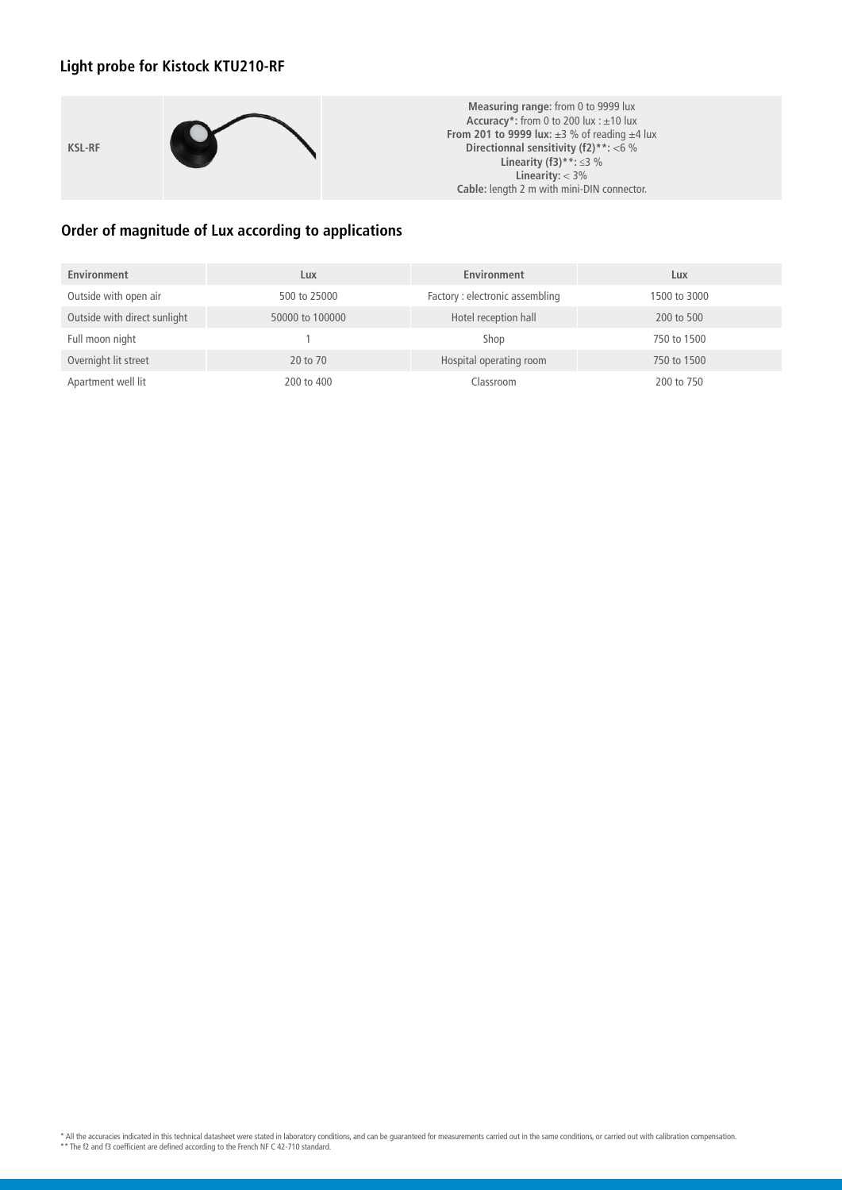## Light probe for Kistock KTU210-RF

| | | |
|---|---|---|
| KSL-RF | | **Measuring range:** from 0 to 9999 lux<br>**Accuracy*:** from 0 to 200 lux : ±10 lux<br>**From 201 to 9999 lux:** ±3 % of reading ±4 lux<br>**Directionnal sensitivity (f2)**:** <6 %<br>**Linearity (f3)**:** ≤3 %<br>**Linearity:** < 3%<br>**Cable:** length 2 m with mini-DIN connector. |

## Order of magnitude of Lux according to applications

| Environment | Lux | Environment | Lux |
|---|---|---|---|
| Outside with open air | 500 to 25000 | Factory : electronic assembling | 1500 to 3000 |
| Outside with direct sunlight | 50000 to 100000 | Hotel reception hall | 200 to 500 |
| Full moon night | 1 | Shop | 750 to 1500 |
| Overnight lit street | 20 to 70 | Hospital operating room | 750 to 1500 |
| Apartment well lit | 200 to 400 | Classroom | 200 to 750 |

* All the accuracies indicated in this technical datasheet were stated in laboratory conditions, and can be guaranteed for measurements carried out in the same conditions, or carried out with calibration compensation.
** The f2 and f3 coefficient are defined according to the French NF C 42-710 standard.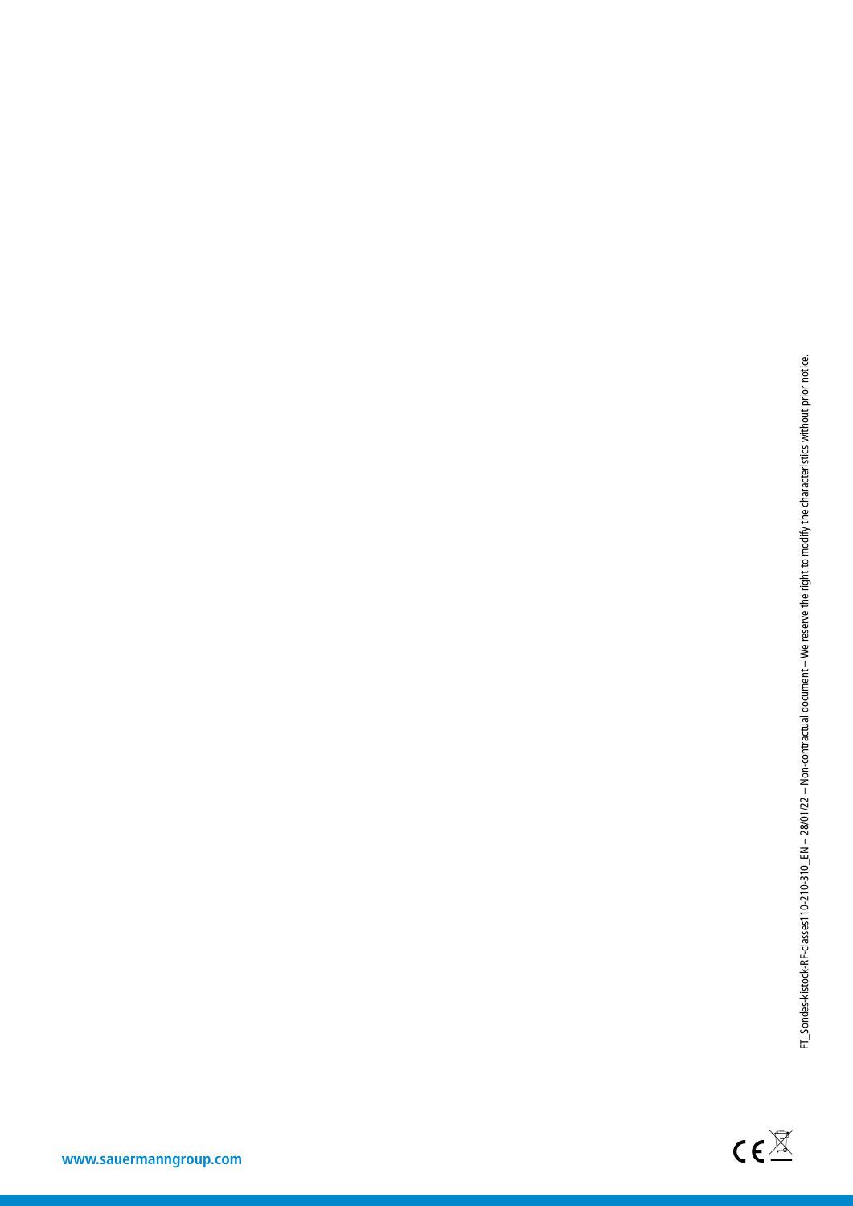FT_Sondes-kistock-RF-classes110-210-310_EN – 28/01/22 – Non-contractual document – We reserve the right to modify the characteristics without prior notice.

www.sauermanngroup.com